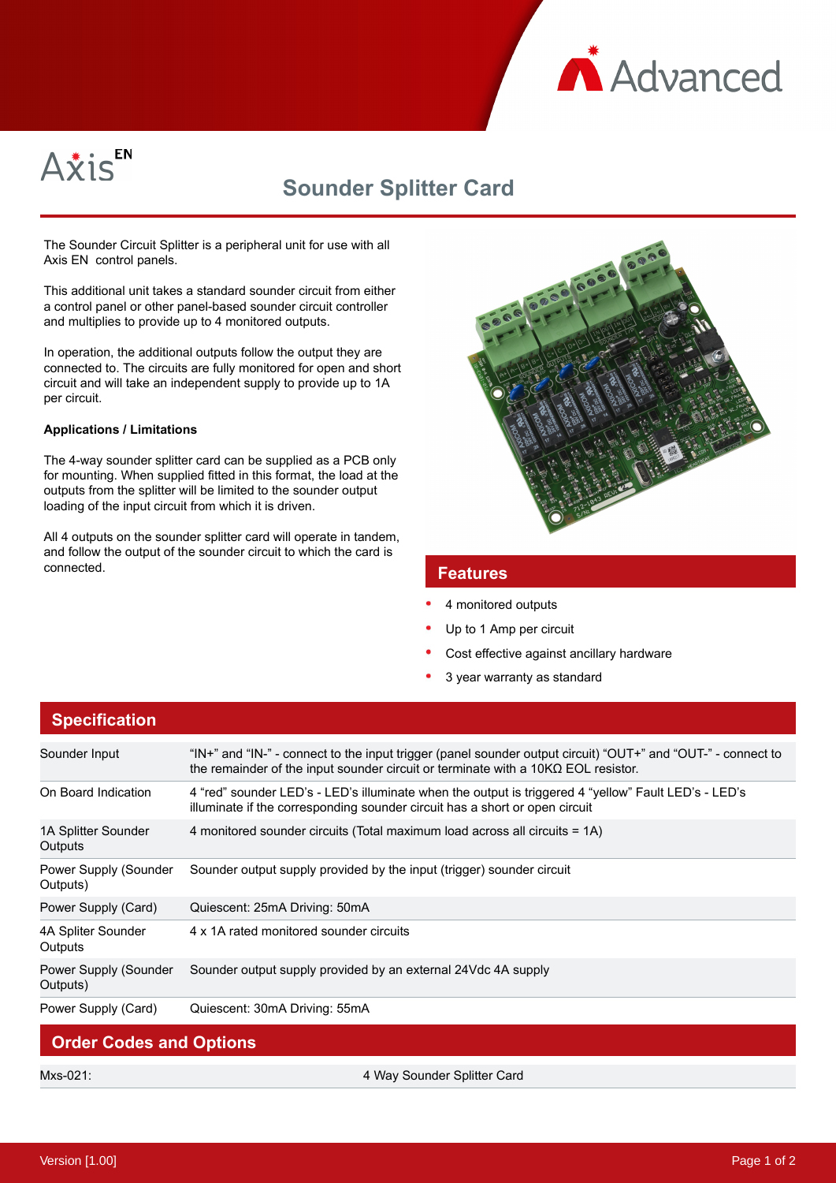Advanced

Axis EN

# Sounder Splitter Card

The Sounder Circuit Splitter is a peripheral unit for use with all Axis EN control panels.

This additional unit takes a standard sounder circuit from either a control panel or other panel-based sounder circuit controller and multiplies to provide up to 4 monitored outputs.

In operation, the additional outputs follow the output they are connected to. The circuits are fully monitored for open and short circuit and will take an independent supply to provide up to 1A per circuit.

**Applications / Limitations**

The 4-way sounder splitter card can be supplied as a PCB only for mounting. When supplied fitted in this format, the load at the outputs from the splitter will be limited to the sounder output loading of the input circuit from which it is driven.

All 4 outputs on the sounder splitter card will operate in tandem, and follow the output of the sounder circuit to which the card is connected.

## Features

- 4 monitored outputs
- Up to 1 Amp per circuit
- Cost effective against ancillary hardware
- 3 year warranty as standard

## Specification

| | |
|---|---|
| Sounder Input | "IN+" and "IN-" - connect to the input trigger (panel sounder output circuit) "OUT+" and "OUT-" - connect to the remainder of the input sounder circuit or terminate with a 10KΩ EOL resistor. |
| On Board Indication | 4 "red" sounder LED's - LED's illuminate when the output is triggered 4 "yellow" Fault LED's - LED's illuminate if the corresponding sounder circuit has a short or open circuit |
| 1A Splitter Sounder Outputs | 4 monitored sounder circuits (Total maximum load across all circuits = 1A) |
| Power Supply (Sounder Outputs) | Sounder output supply provided by the input (trigger) sounder circuit |
| Power Supply (Card) | Quiescent: 25mA Driving: 50mA |
| 4A Spliter Sounder Outputs | 4 x 1A rated monitored sounder circuits |
| Power Supply (Sounder Outputs) | Sounder output supply provided by an external 24Vdc 4A supply |
| Power Supply (Card) | Quiescent: 30mA Driving: 55mA |

## Order Codes and Options

| | |
|---|---|
| Mxs-021: | 4 Way Sounder Splitter Card |

Version [1.00]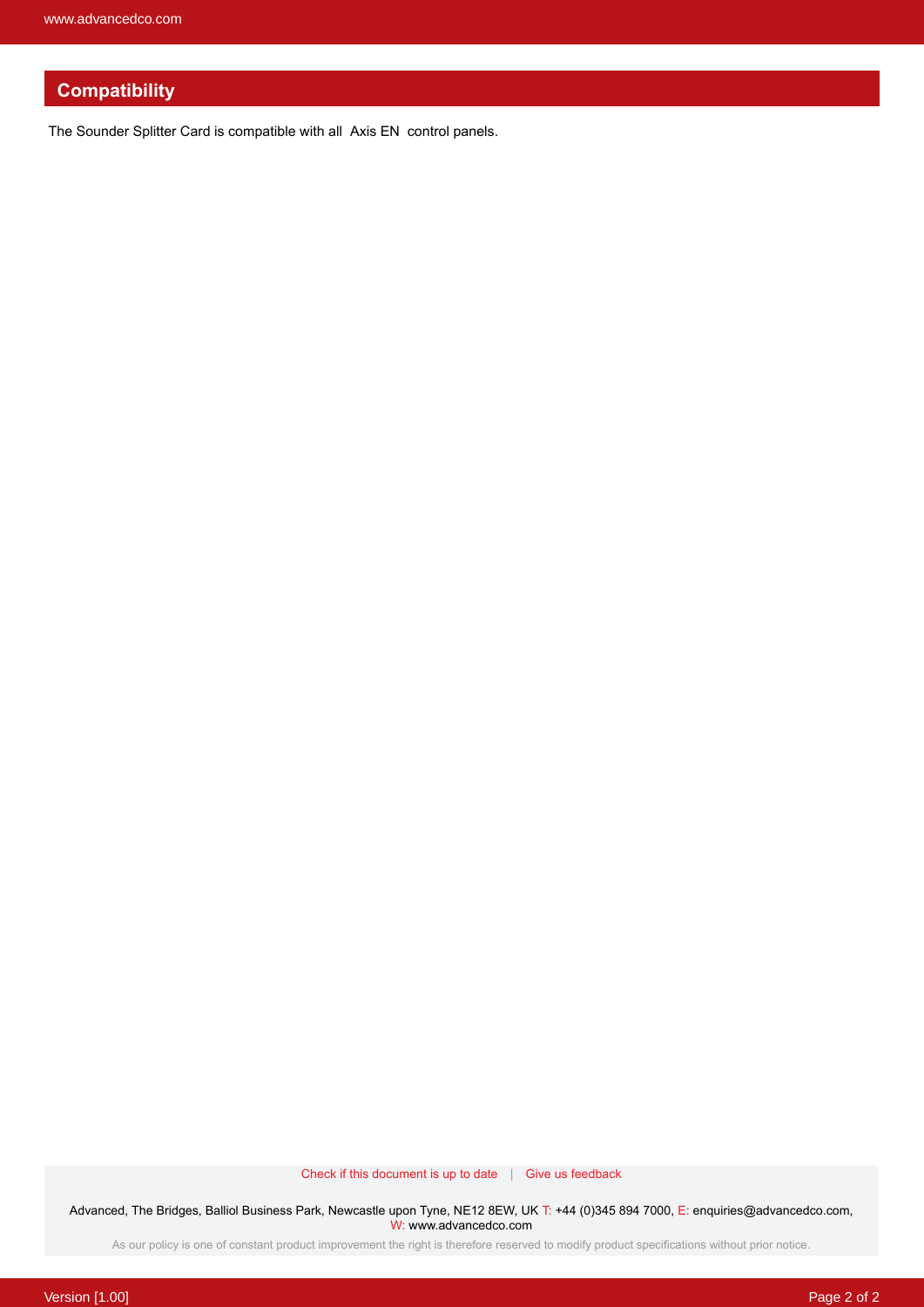## Compatibility

The Sounder Splitter Card is compatible with all Axis EN control panels.

Check if this document is up to date | Give us feedback

Advanced, The Bridges, Balliol Business Park, Newcastle upon Tyne, NE12 8EW, UK T: +44 (0)345 894 7000, E: enquiries@advancedco.com, W: www.advancedco.com

As our policy is one of constant product improvement the right is therefore reserved to modify product specifications without prior notice.